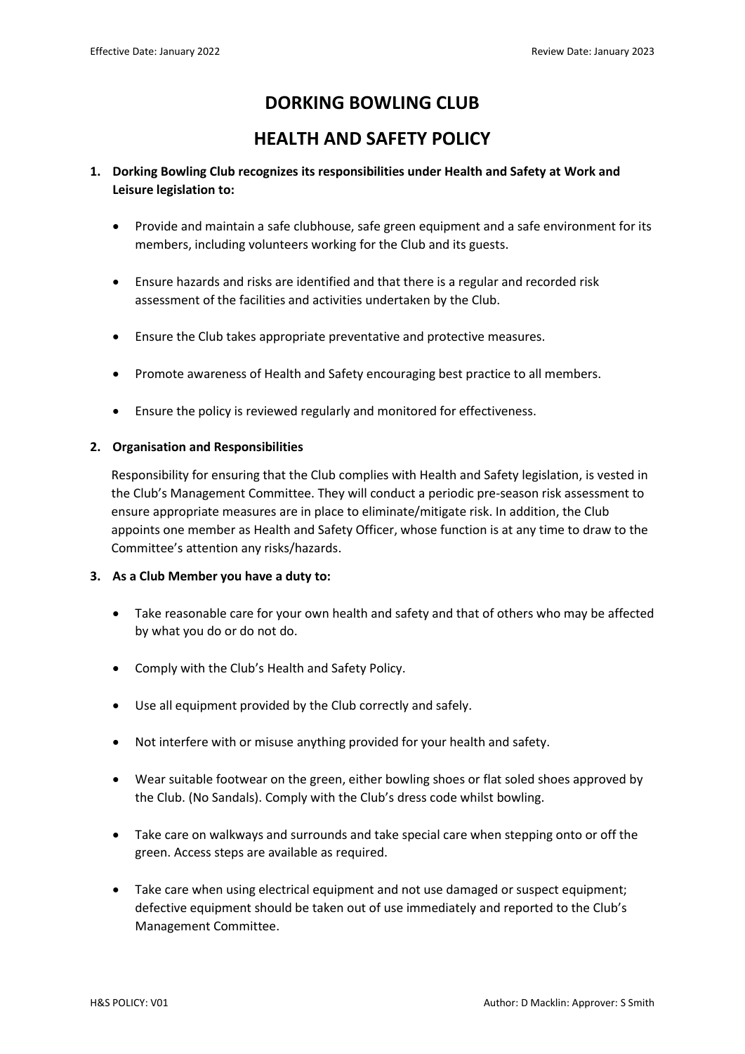# DORKING BOWLING CLUB

# HEALTH AND SAFETY POLICY

1. **Dorking Bowling Club recognizes its responsibilities under Health and Safety at Work and Leisure legislation to:**

   - Provide and maintain a safe clubhouse, safe green equipment and a safe environment for its members, including volunteers working for the Club and its guests.
   - Ensure hazards and risks are identified and that there is a regular and recorded risk assessment of the facilities and activities undertaken by the Club.
   - Ensure the Club takes appropriate preventative and protective measures.
   - Promote awareness of Health and Safety encouraging best practice to all members.
   - Ensure the policy is reviewed regularly and monitored for effectiveness.

2. **Organisation and Responsibilities**

   Responsibility for ensuring that the Club complies with Health and Safety legislation, is vested in the Club's Management Committee. They will conduct a periodic pre-season risk assessment to ensure appropriate measures are in place to eliminate/mitigate risk. In addition, the Club appoints one member as Health and Safety Officer, whose function is at any time to draw to the Committee's attention any risks/hazards.

3. **As a Club Member you have a duty to:**

   - Take reasonable care for your own health and safety and that of others who may be affected by what you do or do not do.
   - Comply with the Club's Health and Safety Policy.
   - Use all equipment provided by the Club correctly and safely.
   - Not interfere with or misuse anything provided for your health and safety.
   - Wear suitable footwear on the green, either bowling shoes or flat soled shoes approved by the Club. (No Sandals). Comply with the Club's dress code whilst bowling.
   - Take care on walkways and surrounds and take special care when stepping onto or off the green. Access steps are available as required.
   - Take care when using electrical equipment and not use damaged or suspect equipment; defective equipment should be taken out of use immediately and reported to the Club's Management Committee.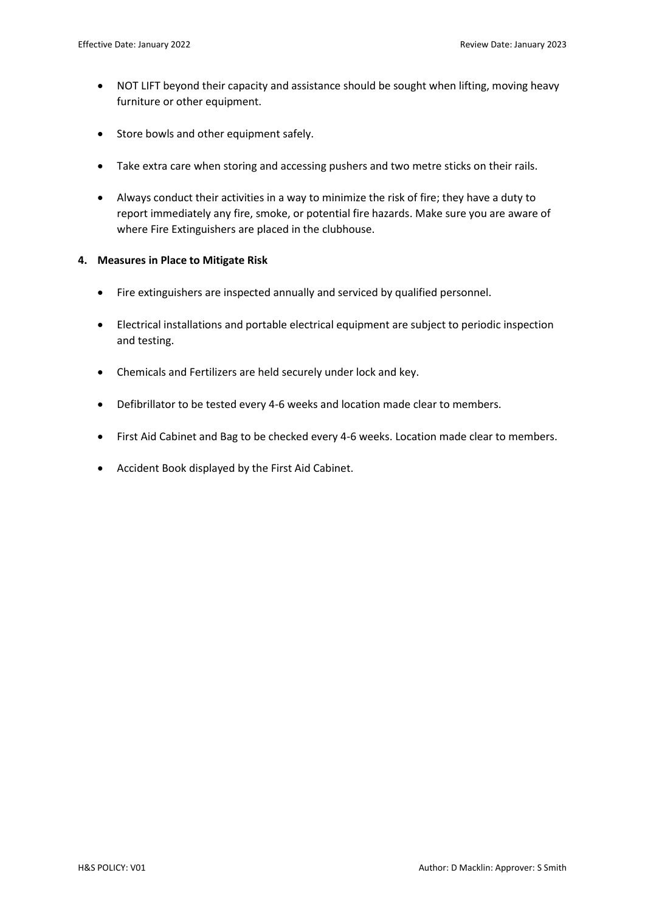- NOT LIFT beyond their capacity and assistance should be sought when lifting, moving heavy furniture or other equipment.
- Store bowls and other equipment safely.
- Take extra care when storing and accessing pushers and two metre sticks on their rails.
- Always conduct their activities in a way to minimize the risk of fire; they have a duty to report immediately any fire, smoke, or potential fire hazards. Make sure you are aware of where Fire Extinguishers are placed in the clubhouse.

**4. Measures in Place to Mitigate Risk**

- Fire extinguishers are inspected annually and serviced by qualified personnel.
- Electrical installations and portable electrical equipment are subject to periodic inspection and testing.
- Chemicals and Fertilizers are held securely under lock and key.
- Defibrillator to be tested every 4-6 weeks and location made clear to members.
- First Aid Cabinet and Bag to be checked every 4-6 weeks. Location made clear to members.
- Accident Book displayed by the First Aid Cabinet.